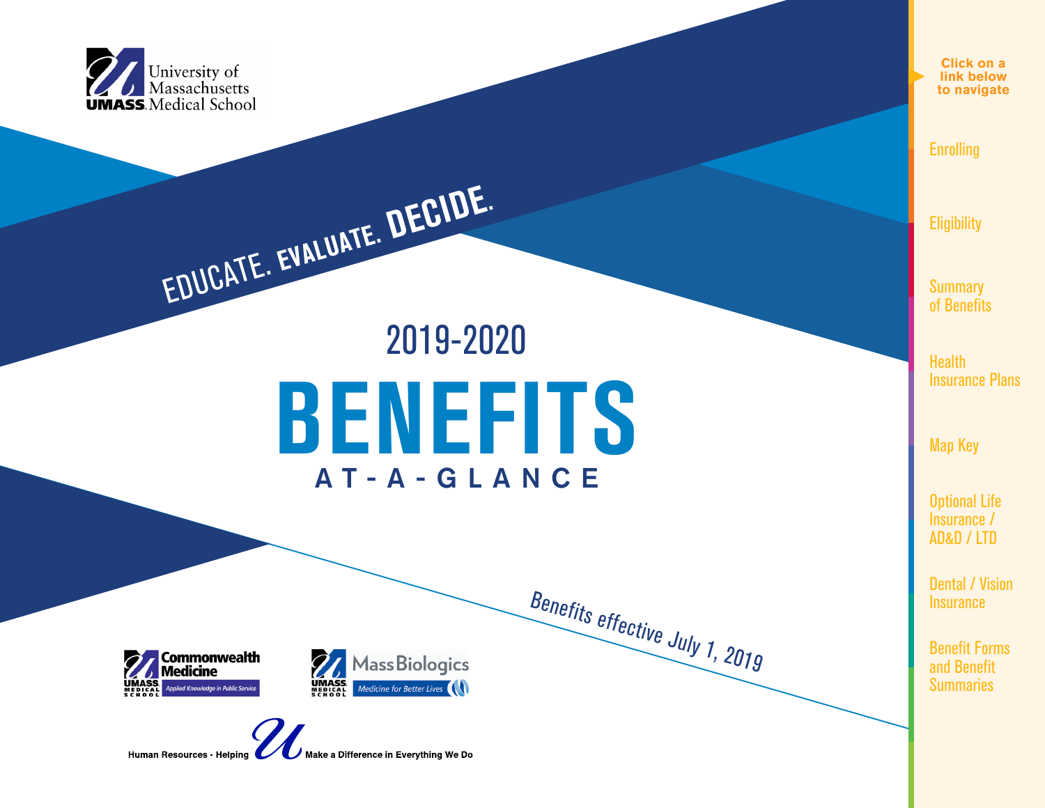University of Massachusetts
UMASS Medical School

EDUCATE. EVALUATE. DECIDE.

# 2019-2020 BENEFITS AT-A-GLANCE

*Benefits effective July 1, 2019*

Commonwealth Medicine — Applied Knowledge in Public Service

MassBiologics — Medicine for Better Lives

Human Resources - Helping U Make a Difference in Everything We Do

**Click on a link below to navigate**

- Enrolling
- Eligibility
- Summary of Benefits
- Health Insurance Plans
- Map Key
- Optional Life Insurance / AD&D / LTD
- Dental / Vision Insurance
- Benefit Forms and Benefit Summaries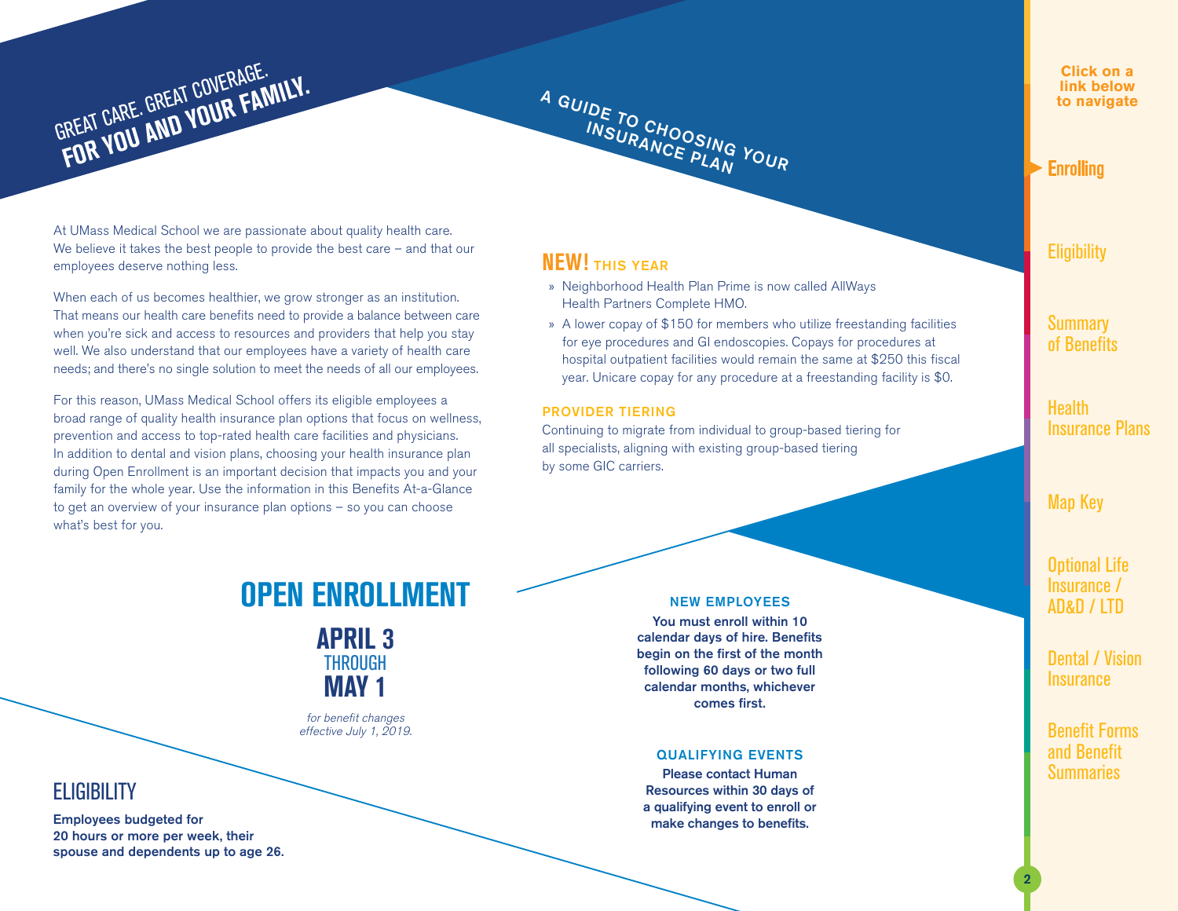# GREAT CARE. GREAT COVERAGE. FOR YOU AND YOUR FAMILY.

## A GUIDE TO CHOOSING YOUR INSURANCE PLAN

At UMass Medical School we are passionate about quality health care. We believe it takes the best people to provide the best care – and that our employees deserve nothing less.

When each of us becomes healthier, we grow stronger as an institution. That means our health care benefits need to provide a balance between care when you're sick and access to resources and providers that help you stay well. We also understand that our employees have a variety of health care needs; and there's no single solution to meet the needs of all our employees.

For this reason, UMass Medical School offers its eligible employees a broad range of quality health insurance plan options that focus on wellness, prevention and access to top-rated health care facilities and physicians. In addition to dental and vision plans, choosing your health insurance plan during Open Enrollment is an important decision that impacts you and your family for the whole year. Use the information in this Benefits At-a-Glance to get an overview of your insurance plan options – so you can choose what's best for you.

## NEW! THIS YEAR

- Neighborhood Health Plan Prime is now called AllWays Health Partners Complete HMO.
- A lower copay of $150 for members who utilize freestanding facilities for eye procedures and GI endoscopies. Copays for procedures at hospital outpatient facilities would remain the same at $250 this fiscal year. Unicare copay for any procedure at a freestanding facility is $0.

### PROVIDER TIERING

Continuing to migrate from individual to group-based tiering for all specialists, aligning with existing group-based tiering by some GIC carriers.

## OPEN ENROLLMENT

**APRIL 3**
THROUGH
**MAY 1**

*for benefit changes effective July 1, 2019.*

### NEW EMPLOYEES

**You must enroll within 10 calendar days of hire. Benefits begin on the first of the month following 60 days or two full calendar months, whichever comes first.**

### QUALIFYING EVENTS

**Please contact Human Resources within 30 days of a qualifying event to enroll or make changes to benefits.**

## ELIGIBILITY

**Employees budgeted for 20 hours or more per week, their spouse and dependents up to age 26.**

Click on a link below to navigate

- Enrolling
- Eligibility
- Summary of Benefits
- Health Insurance Plans
- Map Key
- Optional Life Insurance / AD&D / LTD
- Dental / Vision Insurance
- Benefit Forms and Benefit Summaries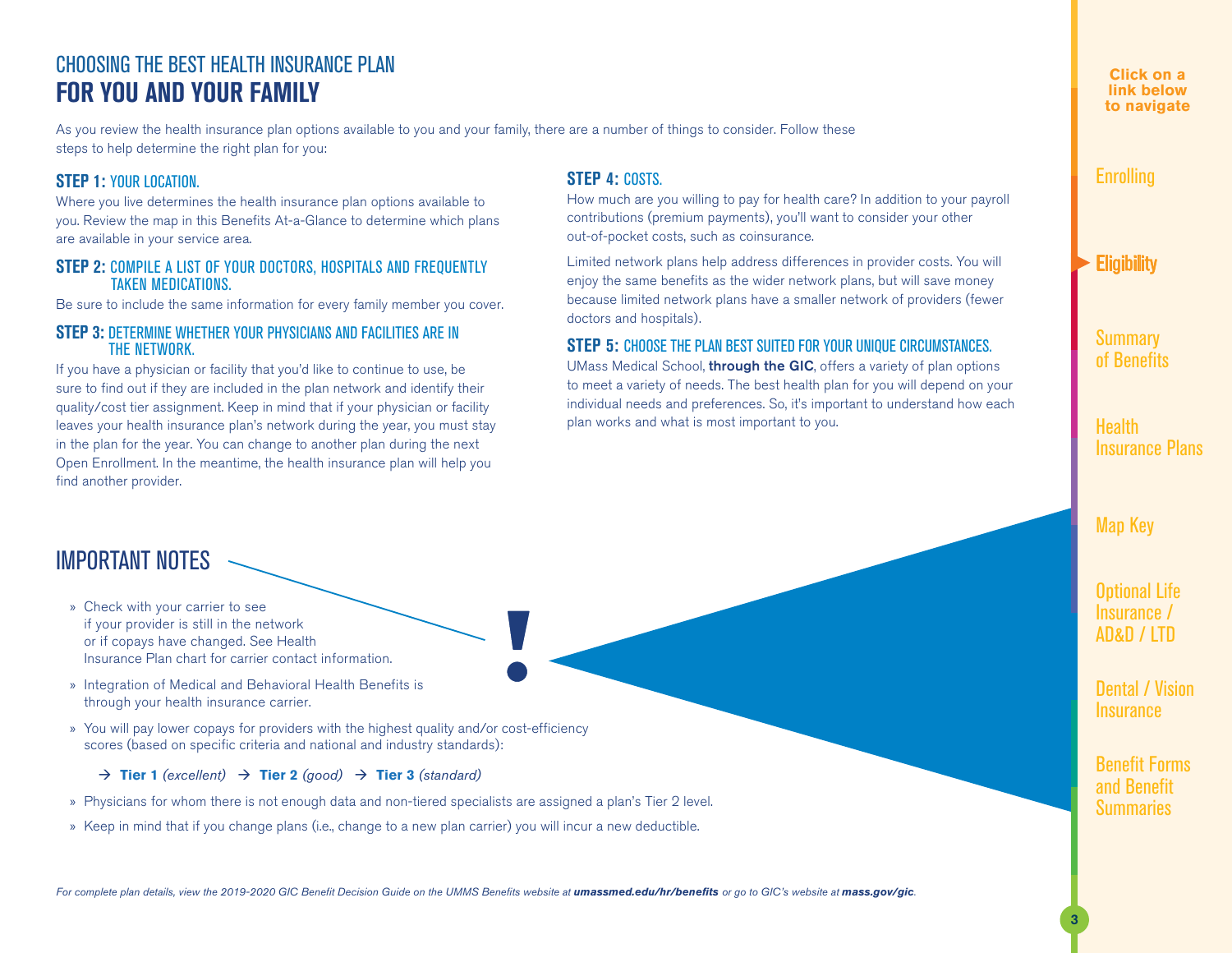# CHOOSING THE BEST HEALTH INSURANCE PLAN **FOR YOU AND YOUR FAMILY**

As you review the health insurance plan options available to you and your family, there are a number of things to consider. Follow these steps to help determine the right plan for you:

### STEP 1: YOUR LOCATION.

Where you live determines the health insurance plan options available to you. Review the map in this Benefits At-a-Glance to determine which plans are available in your service area.

### STEP 2: COMPILE A LIST OF YOUR DOCTORS, HOSPITALS AND FREQUENTLY TAKEN MEDICATIONS.

Be sure to include the same information for every family member you cover.

### STEP 3: DETERMINE WHETHER YOUR PHYSICIANS AND FACILITIES ARE IN THE NETWORK.

If you have a physician or facility that you'd like to continue to use, be sure to find out if they are included in the plan network and identify their quality/cost tier assignment. Keep in mind that if your physician or facility leaves your health insurance plan's network during the year, you must stay in the plan for the year. You can change to another plan during the next Open Enrollment. In the meantime, the health insurance plan will help you find another provider.

### STEP 4: COSTS.

How much are you willing to pay for health care? In addition to your payroll contributions (premium payments), you'll want to consider your other out-of-pocket costs, such as coinsurance.

Limited network plans help address differences in provider costs. You will enjoy the same benefits as the wider network plans, but will save money because limited network plans have a smaller network of providers (fewer doctors and hospitals).

### STEP 5: CHOOSE THE PLAN BEST SUITED FOR YOUR UNIQUE CIRCUMSTANCES.

UMass Medical School, **through the GIC**, offers a variety of plan options to meet a variety of needs. The best health plan for you will depend on your individual needs and preferences. So, it's important to understand how each plan works and what is most important to you.

## IMPORTANT NOTES

- Check with your carrier to see if your provider is still in the network or if copays have changed. See Health Insurance Plan chart for carrier contact information.
- Integration of Medical and Behavioral Health Benefits is through your health insurance carrier.
- You will pay lower copays for providers with the highest quality and/or cost-efficiency scores (based on specific criteria and national and industry standards):

  → **Tier 1** *(excellent)* → **Tier 2** *(good)* → **Tier 3** *(standard)*

- Physicians for whom there is not enough data and non-tiered specialists are assigned a plan's Tier 2 level.
- Keep in mind that if you change plans (i.e., change to a new plan carrier) you will incur a new deductible.

*For complete plan details, view the 2019-2020 GIC Benefit Decision Guide on the UMMS Benefits website at **umassmed.edu/hr/benefits** or go to GIC's website at **mass.gov/gic**.*

**Click on a link below to navigate**

- Enrolling
- **Eligibility**
- Summary of Benefits
- Health Insurance Plans
- Map Key
- Optional Life Insurance / AD&D / LTD
- Dental / Vision Insurance
- Benefit Forms and Benefit Summaries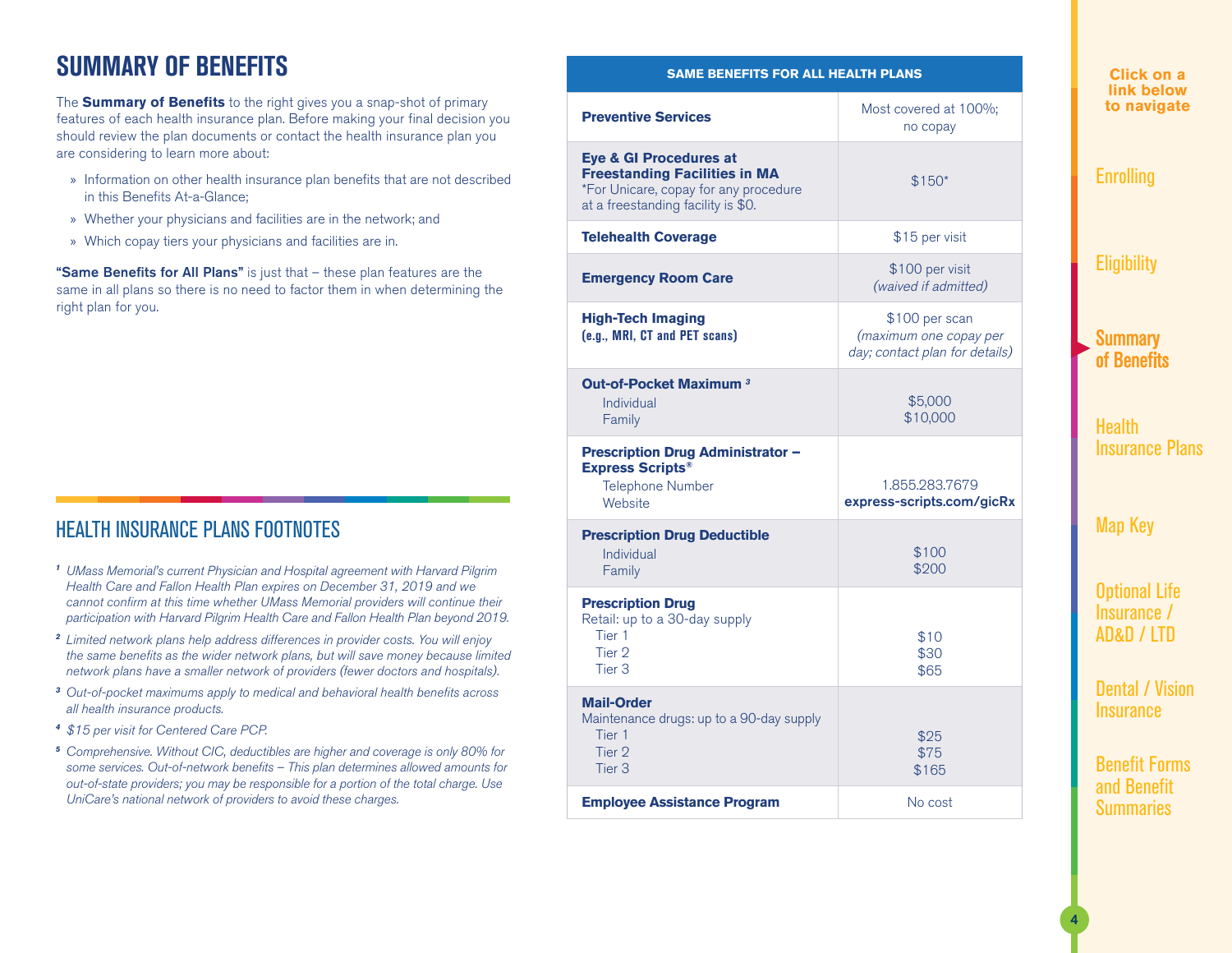# SUMMARY OF BENEFITS

The **Summary of Benefits** to the right gives you a snap-shot of primary features of each health insurance plan. Before making your final decision you should review the plan documents or contact the health insurance plan you are considering to learn more about:

- Information on other health insurance plan benefits that are not described in this Benefits At-a-Glance;
- Whether your physicians and facilities are in the network; and
- Which copay tiers your physicians and facilities are in.

**"Same Benefits for All Plans"** is just that – these plan features are the same in all plans so there is no need to factor them in when determining the right plan for you.

## HEALTH INSURANCE PLANS FOOTNOTES

*[1] UMass Memorial's current Physician and Hospital agreement with Harvard Pilgrim Health Care and Fallon Health Plan expires on December 31, 2019 and we cannot confirm at this time whether UMass Memorial providers will continue their participation with Harvard Pilgrim Health Care and Fallon Health Plan beyond 2019.*

*[2] Limited network plans help address differences in provider costs. You will enjoy the same benefits as the wider network plans, but will save money because limited network plans have a smaller network of providers (fewer doctors and hospitals).*

*[3] Out-of-pocket maximums apply to medical and behavioral health benefits across all health insurance products.*

*[4] $15 per visit for Centered Care PCP.*

*[5] Comprehensive. Without CIC, deductibles are higher and coverage is only 80% for some services. Out-of-network benefits – This plan determines allowed amounts for out-of-state providers; you may be responsible for a portion of the total charge. Use UniCare's national network of providers to avoid these charges.*

| SAME BENEFITS FOR ALL HEALTH PLANS | |
|---|---|
| **Preventive Services** | Most covered at 100%; no copay |
| **Eye & GI Procedures at Freestanding Facilities in MA**<br>*For Unicare, copay for any procedure at a freestanding facility is $0. | $150* |
| **Telehealth Coverage** | $15 per visit |
| **Emergency Room Care** | $100 per visit<br>*(waived if admitted)* |
| **High-Tech Imaging**<br>**(e.g., MRI, CT and PET scans)** | $100 per scan<br>*(maximum one copay per day; contact plan for details)* |
| **Out-of-Pocket Maximum [3]**<br>Individual<br>Family | <br>$5,000<br>$10,000 |
| **Prescription Drug Administrator – Express Scripts®**<br>Telephone Number<br>Website | <br>1.855.283.7679<br>**express-scripts.com/gicRx** |
| **Prescription Drug Deductible**<br>Individual<br>Family | <br>$100<br>$200 |
| **Prescription Drug**<br>Retail: up to a 30-day supply<br>Tier 1<br>Tier 2<br>Tier 3 | <br><br>$10<br>$30<br>$65 |
| **Mail-Order**<br>Maintenance drugs: up to a 90-day supply<br>Tier 1<br>Tier 2<br>Tier 3 | <br><br>$25<br>$75<br>$165 |
| **Employee Assistance Program** | No cost |

Click on a link below to navigate

Enrolling

Eligibility

Summary of Benefits

Health Insurance Plans

Map Key

Optional Life Insurance / AD&D / LTD

Dental / Vision Insurance

Benefit Forms and Benefit Summaries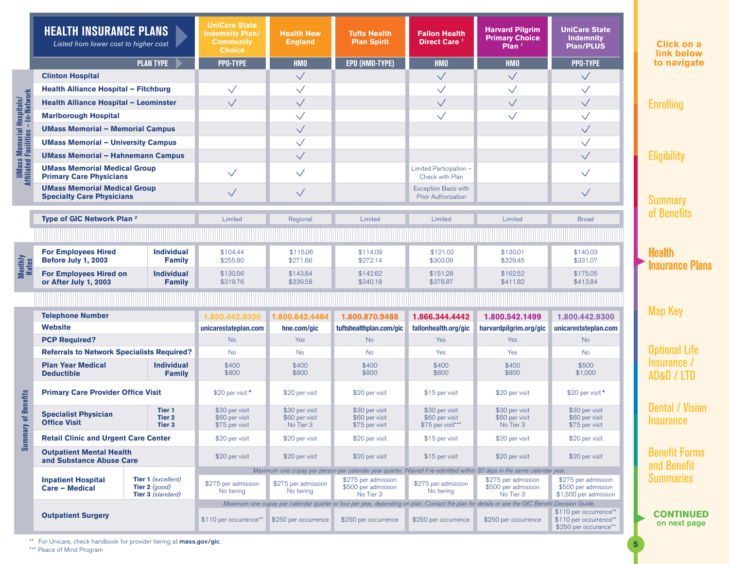# HEALTH INSURANCE PLANS

*Listed from lower cost to higher cost*

| | | UniCare State Indemnity Plan/ Community Choice | Health New England | Tufts Health Plan Spirit | Fallon Health Direct Care [1] | Harvard Pilgrim Primary Choice Plan [1] | UniCare State Indemnity Plan/PLUS |
|---|---|---|---|---|---|---|---|
| **PLAN TYPE** | | PPO-TYPE | HMO | EPO (HMO-TYPE) | HMO | HMO | PPO-TYPE |
| **UMass Memorial Hospitals/ Affiliated Facilities – In-Network** | | | | | | | |
| **Clinton Hospital** | | | ✓ | | ✓ | ✓ | ✓ |
| **Health Alliance Hospital – Fitchburg** | | ✓ | ✓ | | ✓ | ✓ | ✓ |
| **Health Alliance Hospital – Leominster** | | ✓ | ✓ | | ✓ | ✓ | ✓ |
| **Marlborough Hospital** | | | ✓ | | ✓ | ✓ | ✓ |
| **UMass Memorial – Memorial Campus** | | | ✓ | | | | ✓ |
| **UMass Memorial – University Campus** | | | ✓ | | | | ✓ |
| **UMass Memorial – Hahnemann Campus** | | | ✓ | | | | ✓ |
| **UMass Memorial Medical Group Primary Care Physicians** | | ✓ | ✓ | | Limited Participation – Check with Plan | | ✓ |
| **UMass Memorial Medical Group Specialty Care Physicians** | | ✓ | ✓ | | Exception Basis with Prior Authorization | | ✓ |
| **Type of GIC Network Plan** [2] | | Limited | Regional | Limited | Limited | Limited | Broad |
| **Monthly Rates** | | | | | | | |
| **For Employees Hired Before July 1, 2003** | **Individual** | $104.44 | $115.06 | $114.09 | $121.02 | $130.01 | $140.03 |
| | **Family** | $255.80 | $271.66 | $272.14 | $303.09 | $329.45 | $331.07 |
| **For Employees Hired on or After July 1, 2003** | **Individual** | $130.56 | $143.84 | $142.62 | $151.28 | $162.52 | $175.05 |
| | **Family** | $319.76 | $339.58 | $340.18 | $378.87 | $411.82 | $413.84 |
| **Summary of Benefits** | | | | | | | |
| **Telephone Number** | | 1.800.442.9300 | 1.800.842.4464 | 1.800.870.9488 | 1.866.344.4442 | 1.800.542.1499 | 1.800.442.9300 |
| **Website** | | unicarestateplan.com | hne.com/gic | tuftshealthplan.com/gic | fallonhealth.org/gic | harvardpilgrim.org/gic | unicarestateplan.com |
| **PCP Required?** | | No | Yes | No | Yes | Yes | No |
| **Referrals to Network Specialists Required?** | | No | No | No | Yes | Yes | No |
| **Plan Year Medical Deductible** | **Individual** | $400 | $400 | $400 | $400 | $400 | $500 |
| | **Family** | $800 | $800 | $800 | $800 | $800 | $1,000 |
| **Primary Care Provider Office Visit** | | $20 per visit [4] | $20 per visit | $20 per visit | $15 per visit | $20 per visit | $20 per visit [4] |
| **Specialist Physician Office Visit** | **Tier 1** | $30 per visit | $30 per visit | $30 per visit | $30 per visit | $30 per visit | $30 per visit |
| | **Tier 2** | $60 per visit | $60 per visit | $60 per visit | $60 per visit | $60 per visit | $60 per visit |
| | **Tier 3** | $75 per visit | No Tier 3 | $75 per visit | $75 per visit*** | No Tier 3 | $75 per visit |
| **Retail Clinic and Urgent Care Center** | | $20 per visit | $20 per visit | $20 per visit | $15 per visit | $20 per visit | $20 per visit |
| **Outpatient Mental Health and Substance Abuse Care** | | $20 per visit | $20 per visit | $20 per visit | $15 per visit | $20 per visit | $20 per visit |
| **Inpatient Hospital Care – Medical** | | *Maximum one copay per person per calendar year quarter. Waived if re-admitted within 30 days in the same calendar year.* | | | | | |
| | **Tier 1** *(excellent)* | $275 per admission | $275 per admission | $275 per admission | $275 per admission | $275 per admission | $275 per admission |
| | **Tier 2** *(good)* | No tiering | No tiering | $500 per admission | No tiering | $500 per admission | $500 per admission |
| | **Tier 3** *(standard)* | | | No Tier 3 | | No Tier 3 | $1,500 per admission |
| **Outpatient Surgery** | | *Maximum one copay per calendar quarter or four per year, depending on plan. Contact the plan for details or see the GIC Benefit Decision Guide.* | | | | | |
| | | $110 per occurrence** | $250 per occurrence | $250 per occurrence | $250 per occurrence | $250 per occurrence | $110 per occurrence** / $110 per occurrence** / $250 per occurance** |

\** For Unicare, check handbook for provider tiering at **mass.gov/gic**.

\*** Peace of Mind Program

Click on a link below to navigate

- Enrolling
- Eligibility
- Summary of Benefits
- **Health Insurance Plans**
- Map Key
- Optional Life Insurance / AD&D / LTD
- Dental / Vision Insurance
- Benefit Forms and Benefit Summaries

**CONTINUED** on next page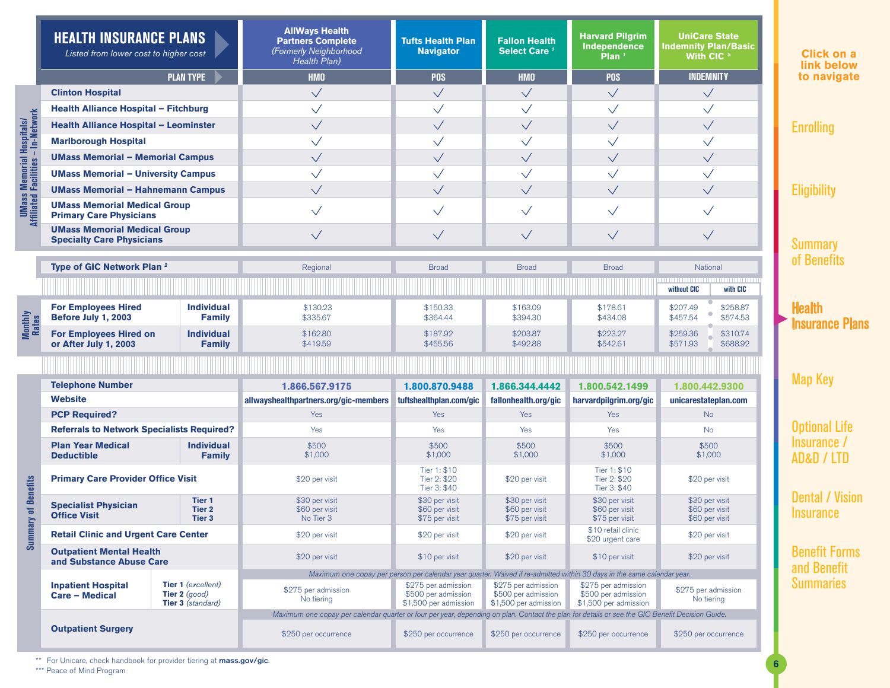# HEALTH INSURANCE PLANS

*Listed from lower cost to higher cost*

| | | AllWays Health Partners Complete *(Formerly Neighborhood Health Plan)* | Tufts Health Plan Navigator | Fallon Health Select Care [1] | Harvard Pilgrim Independence Plan [1] | UniCare State Indemnity Plan/Basic With CIC [5] | |
|---|---|---|---|---|---|---|---|
| **PLAN TYPE** | | HMO | POS | HMO | POS | INDEMNITY | |
| **UMass Memorial Hospitals/ Affiliated Facilities – In-Network** | | | | | | | |
| **Clinton Hospital** | | ✓ | ✓ | ✓ | ✓ | ✓ | |
| **Health Alliance Hospital – Fitchburg** | | ✓ | ✓ | ✓ | ✓ | ✓ | |
| **Health Alliance Hospital – Leominster** | | ✓ | ✓ | ✓ | ✓ | ✓ | |
| **Marlborough Hospital** | | ✓ | ✓ | ✓ | ✓ | ✓ | |
| **UMass Memorial – Memorial Campus** | | ✓ | ✓ | ✓ | ✓ | ✓ | |
| **UMass Memorial – University Campus** | | ✓ | ✓ | ✓ | ✓ | ✓ | |
| **UMass Memorial – Hahnemann Campus** | | ✓ | ✓ | ✓ | ✓ | ✓ | |
| **UMass Memorial Medical Group Primary Care Physicians** | | ✓ | ✓ | ✓ | ✓ | ✓ | |
| **UMass Memorial Medical Group Specialty Care Physicians** | | ✓ | ✓ | ✓ | ✓ | ✓ | |
| **Type of GIC Network Plan [2]** | | Regional | Broad | Broad | Broad | National | |
| **Monthly Rates** | | | | | | without CIC | with CIC |
| **For Employees Hired Before July 1, 2003** | **Individual** | $130.23 | $150.33 | $163.09 | $178.61 | $207.49 | $258.87 |
| | **Family** | $335.67 | $364.44 | $394.30 | $434.08 | $457.54 | $574.53 |
| **For Employees Hired on or After July 1, 2003** | **Individual** | $162.80 | $187.92 | $203.87 | $223.27 | $259.36 | $310.74 |
| | **Family** | $419.59 | $455.56 | $492.88 | $542.61 | $571.93 | $688.92 |
| **Summary of Benefits** | | | | | | | |
| **Telephone Number** | | 1.866.567.9175 | 1.800.870.9488 | 1.866.344.4442 | 1.800.542.1499 | 1.800.442.9300 | |
| **Website** | | allwayshealthpartners.org/gic-members | tuftshealthplan.com/gic | fallonhealth.org/gic | harvardpilgrim.org/gic | unicarestateplan.com | |
| **PCP Required?** | | Yes | Yes | Yes | Yes | No | |
| **Referrals to Network Specialists Required?** | | Yes | Yes | Yes | Yes | No | |
| **Plan Year Medical Deductible** | **Individual** | $500 | $500 | $500 | $500 | $500 | |
| | **Family** | $1,000 | $1,000 | $1,000 | $1,000 | $1,000 | |
| **Primary Care Provider Office Visit** | | $20 per visit | Tier 1: $10<br>Tier 2: $20<br>Tier 3: $40 | $20 per visit | Tier 1: $10<br>Tier 2: $20<br>Tier 3: $40 | $20 per visit | |
| **Specialist Physician Office Visit** | **Tier 1** | $30 per visit | $30 per visit | $30 per visit | $30 per visit | $30 per visit | |
| | **Tier 2** | $60 per visit | $60 per visit | $60 per visit | $60 per visit | $60 per visit | |
| | **Tier 3** | No Tier 3 | $75 per visit | $75 per visit | $75 per visit | $60 per visit | |
| **Retail Clinic and Urgent Care Center** | | $20 per visit | $20 per visit | $20 per visit | $10 retail clinic<br>$20 urgent care | $20 per visit | |
| **Outpatient Mental Health and Substance Abuse Care** | | $20 per visit | $10 per visit | $20 per visit | $10 per visit | $20 per visit | |
| | | *Maximum one copay per person per calendar year quarter. Waived if re-admitted within 30 days in the same calendar year.* | | | | | |
| **Inpatient Hospital Care – Medical** | **Tier 1** *(excellent)*<br>**Tier 2** *(good)*<br>**Tier 3** *(standard)* | $275 per admission<br>No tiering | $275 per admission<br>$500 per admission<br>$1,500 per admission | $275 per admission<br>$500 per admission<br>$1,500 per admission | $275 per admission<br>$500 per admission<br>$1,500 per admission | $275 per admission<br>No tiering | |
| | | *Maximum one copay per calendar quarter or four per year, depending on plan. Contact the plan for details or see the GIC Benefit Decision Guide.* | | | | | |
| **Outpatient Surgery** | | $250 per occurrence | $250 per occurrence | $250 per occurrence | $250 per occurrence | $250 per occurrence | |

\** For Unicare, check handbook for provider tiering at **mass.gov/gic**.

\*** Peace of Mind Program

Click on a link below to navigate

- Enrolling
- Eligibility
- Summary of Benefits
- Health Insurance Plans
- Map Key
- Optional Life Insurance / AD&D / LTD
- Dental / Vision Insurance
- Benefit Forms and Benefit Summaries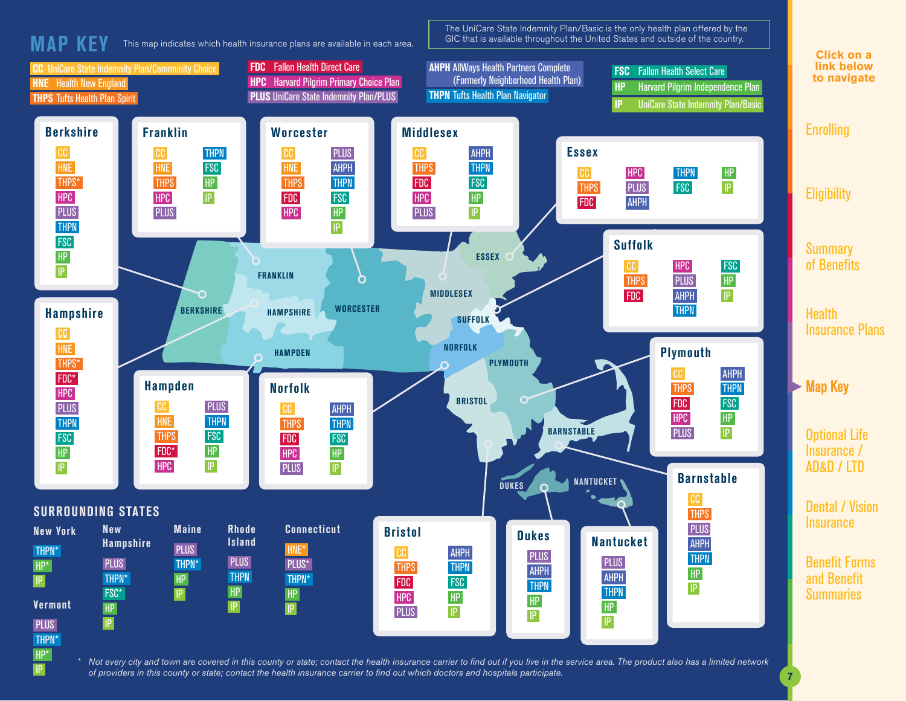# MAP KEY

This map indicates which health insurance plans are available in each area.

The UniCare State Indemnity Plan/Basic is the only health plan offered by the GIC that is available throughout the United States and outside of the country.

- **CC** UniCare State Indemnity Plan/Community Choice
- **HNE** Health New England
- **THPS** Tufts Health Plan Spirit
- **FDC** Fallon Health Direct Care
- **HPC** Harvard Pilgrim Primary Choice Plan
- **PLUS** UniCare State Indemnity Plan/PLUS
- **AHPH** AllWays Health Partners Complete (Formerly Neighborhood Health Plan)
- **THPN** Tufts Health Plan Navigator
- **FSC** Fallon Health Select Care
- **HP** Harvard Pilgrim Independence Plan
- **IP** UniCare State Indemnity Plan/Basic

## Berkshire
CC, HNE, THPS*, HPC, PLUS, THPN, FSC, HP, IP

## Franklin
CC, HNE, THPS, HPC, PLUS, THPN, FSC, HP, IP

## Worcester
CC, HNE, THPS, FDC, HPC, PLUS, AHPH, THPN, FSC, HP, IP

## Middlesex
CC, THPS, FDC, HPC, PLUS, AHPH, THPN, FSC, HP, IP

## Essex
CC, THPS, FDC, HPC, PLUS, AHPH, THPN, FSC, HP, IP

## Suffolk
CC, THPS, FDC, HPC, PLUS, AHPH, THPN, FSC, HP, IP

## Hampshire
CC, HNE, THPS*, FDC*, HPC, PLUS, THPN, FSC, HP, IP

## Hampden
CC, HNE, THPS, FDC*, HPC, PLUS, THPN, FSC, HP, IP

## Norfolk
CC, THPS, FDC, HPC, PLUS, AHPH, THPN, FSC, HP, IP

## Plymouth
CC, THPS, FDC, HPC, PLUS, AHPH, THPN, FSC, HP, IP

## Bristol
CC, THPS, FDC, HPC, PLUS, AHPH, THPN, FSC, HP, IP

## Dukes
PLUS, AHPH, THPN, HP, IP

## Nantucket
PLUS, AHPH, THPN, HP, IP

## Barnstable
CC, THPS, PLUS, AHPH, THPN, HP, IP

## SURROUNDING STATES

**New York**
THPN*, HP*, IP

**Vermont**
PLUS, THPN*, HP*, IP

**New Hampshire**
PLUS, THPN*, FSC*, HP, IP

**Maine**
PLUS, THPN*, HP, IP

**Rhode Island**
PLUS, THPN, HP, IP

**Connecticut**
HNE*, PLUS*, THPN*, HP, IP

\* *Not every city and town are covered in this county or state; contact the health insurance carrier to find out if you live in the service area. The product also has a limited network of providers in this county or state; contact the health insurance carrier to find out which doctors and hospitals participate.*

Click on a link below to navigate

- Enrolling
- Eligibility
- Summary of Benefits
- Health Insurance Plans
- Map Key
- Optional Life Insurance / AD&D / LTD
- Dental / Vision Insurance
- Benefit Forms and Benefit Summaries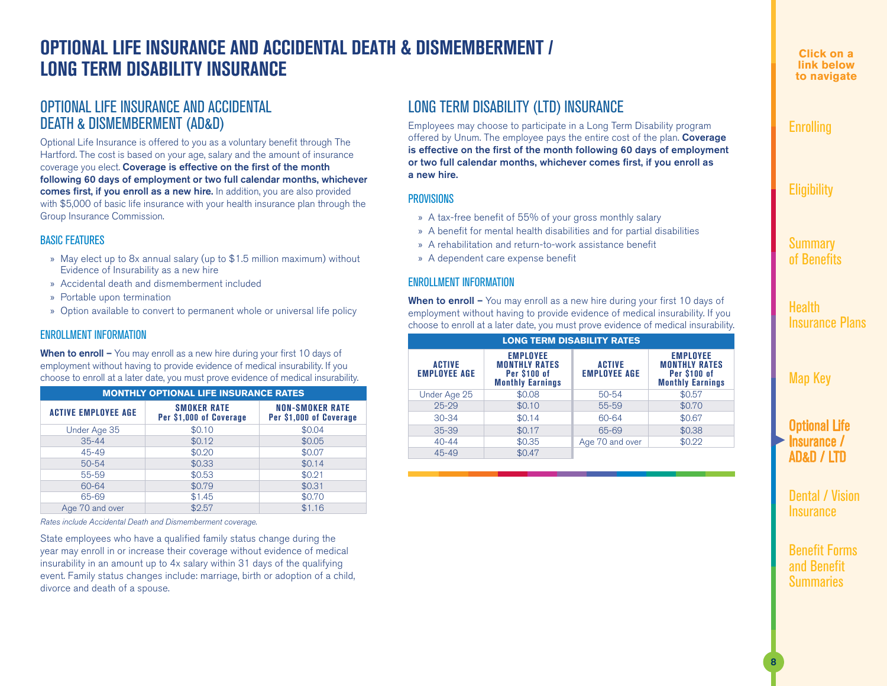# OPTIONAL LIFE INSURANCE AND ACCIDENTAL DEATH & DISMEMBERMENT / LONG TERM DISABILITY INSURANCE

## OPTIONAL LIFE INSURANCE AND ACCIDENTAL DEATH & DISMEMBERMENT (AD&D)

Optional Life Insurance is offered to you as a voluntary benefit through The Hartford. The cost is based on your age, salary and the amount of insurance coverage you elect. **Coverage is effective on the first of the month following 60 days of employment or two full calendar months, whichever comes first, if you enroll as a new hire.** In addition, you are also provided with $5,000 of basic life insurance with your health insurance plan through the Group Insurance Commission.

### BASIC FEATURES

- May elect up to 8x annual salary (up to $1.5 million maximum) without Evidence of Insurability as a new hire
- Accidental death and dismemberment included
- Portable upon termination
- Option available to convert to permanent whole or universal life policy

### ENROLLMENT INFORMATION

**When to enroll –** You may enroll as a new hire during your first 10 days of employment without having to provide evidence of medical insurability. If you choose to enroll at a later date, you must prove evidence of medical insurability.

**MONTHLY OPTIONAL LIFE INSURANCE RATES**

| ACTIVE EMPLOYEE AGE | SMOKER RATE Per $1,000 of Coverage | NON-SMOKER RATE Per $1,000 of Coverage |
|---|---|---|
| Under Age 35 | $0.10 | $0.04 |
| 35-44 | $0.12 | $0.05 |
| 45-49 | $0.20 | $0.07 |
| 50-54 | $0.33 | $0.14 |
| 55-59 | $0.53 | $0.21 |
| 60-64 | $0.79 | $0.31 |
| 65-69 | $1.45 | $0.70 |
| Age 70 and over | $2.57 | $1.16 |

*Rates include Accidental Death and Dismemberment coverage.*

State employees who have a qualified family status change during the year may enroll in or increase their coverage without evidence of medical insurability in an amount up to 4x salary within 31 days of the qualifying event. Family status changes include: marriage, birth or adoption of a child, divorce and death of a spouse.

## LONG TERM DISABILITY (LTD) INSURANCE

Employees may choose to participate in a Long Term Disability program offered by Unum. The employee pays the entire cost of the plan. **Coverage is effective on the first of the month following 60 days of employment or two full calendar months, whichever comes first, if you enroll as a new hire.**

### PROVISIONS

- A tax-free benefit of 55% of your gross monthly salary
- A benefit for mental health disabilities and for partial disabilities
- A rehabilitation and return-to-work assistance benefit
- A dependent care expense benefit

### ENROLLMENT INFORMATION

**When to enroll –** You may enroll as a new hire during your first 10 days of employment without having to provide evidence of medical insurability. If you choose to enroll at a later date, you must prove evidence of medical insurability.

**LONG TERM DISABILITY RATES**

| ACTIVE EMPLOYEE AGE | EMPLOYEE MONTHLY RATES Per $100 of Monthly Earnings | ACTIVE EMPLOYEE AGE | EMPLOYEE MONTHLY RATES Per $100 of Monthly Earnings |
|---|---|---|---|
| Under Age 25 | $0.08 | 50-54 | $0.57 |
| 25-29 | $0.10 | 55-59 | $0.70 |
| 30-34 | $0.14 | 60-64 | $0.67 |
| 35-39 | $0.17 | 65-69 | $0.38 |
| 40-44 | $0.35 | Age 70 and over | $0.22 |
| 45-49 | $0.47 | | |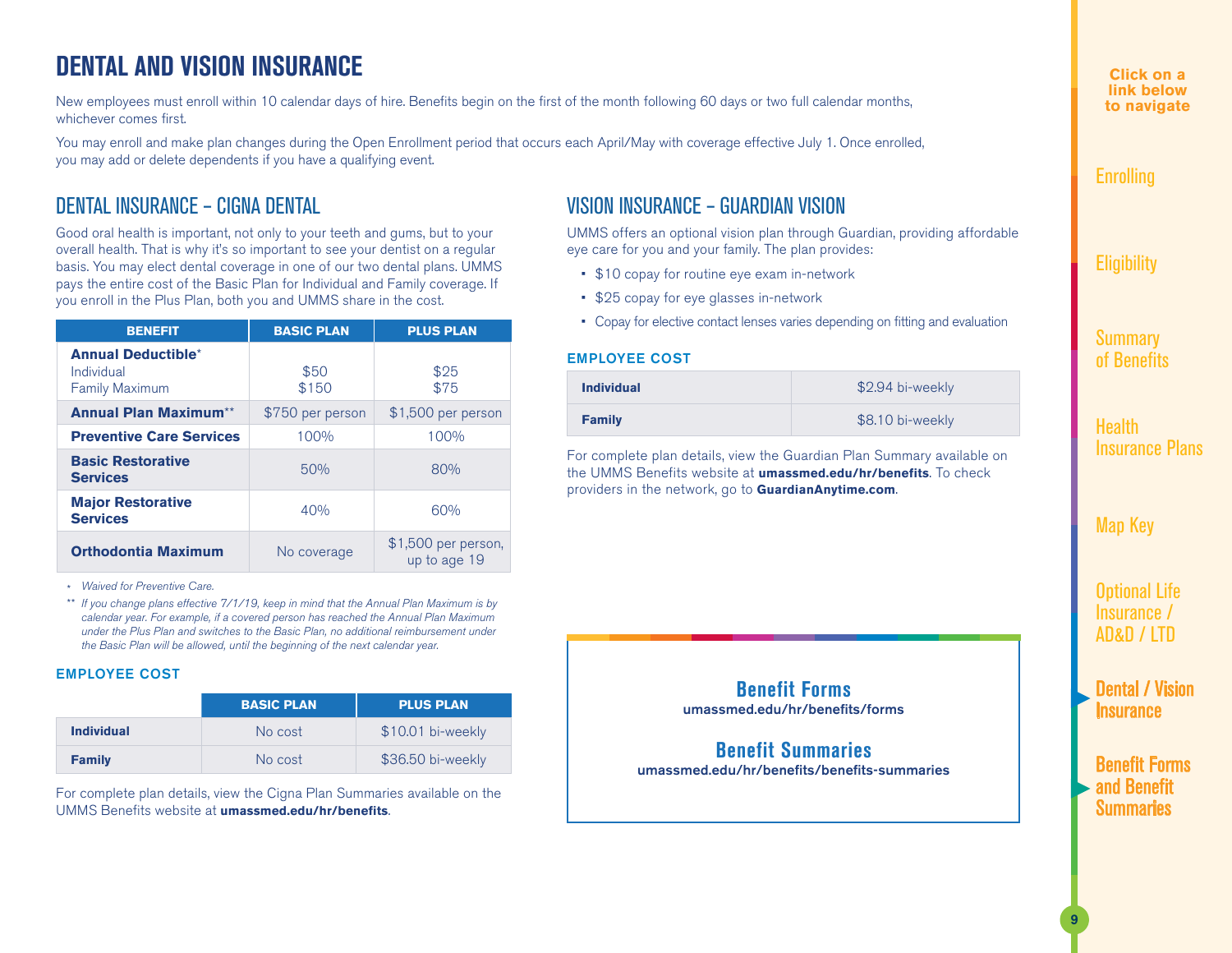# DENTAL AND VISION INSURANCE

New employees must enroll within 10 calendar days of hire. Benefits begin on the first of the month following 60 days or two full calendar months, whichever comes first.

You may enroll and make plan changes during the Open Enrollment period that occurs each April/May with coverage effective July 1. Once enrolled, you may add or delete dependents if you have a qualifying event.

## DENTAL INSURANCE – CIGNA DENTAL

Good oral health is important, not only to your teeth and gums, but to your overall health. That is why it's so important to see your dentist on a regular basis. You may elect dental coverage in one of our two dental plans. UMMS pays the entire cost of the Basic Plan for Individual and Family coverage. If you enroll in the Plus Plan, both you and UMMS share in the cost.

| BENEFIT | BASIC PLAN | PLUS PLAN |
|---|---|---|
| **Annual Deductible*** | | |
| Individual | $50 | $25 |
| Family Maximum | $150 | $75 |
| **Annual Plan Maximum**** | $750 per person | $1,500 per person |
| **Preventive Care Services** | 100% | 100% |
| **Basic Restorative Services** | 50% | 80% |
| **Major Restorative Services** | 40% | 60% |
| **Orthodontia Maximum** | No coverage | $1,500 per person, up to age 19 |

\* *Waived for Preventive Care.*

\*\* *If you change plans effective 7/1/19, keep in mind that the Annual Plan Maximum is by calendar year. For example, if a covered person has reached the Annual Plan Maximum under the Plus Plan and switches to the Basic Plan, no additional reimbursement under the Basic Plan will be allowed, until the beginning of the next calendar year.*

### EMPLOYEE COST

| | BASIC PLAN | PLUS PLAN |
|---|---|---|
| **Individual** | No cost | $10.01 bi-weekly |
| **Family** | No cost | $36.50 bi-weekly |

For complete plan details, view the Cigna Plan Summaries available on the UMMS Benefits website at **umassmed.edu/hr/benefits**.

## VISION INSURANCE – GUARDIAN VISION

UMMS offers an optional vision plan through Guardian, providing affordable eye care for you and your family. The plan provides:

- $10 copay for routine eye exam in-network
- $25 copay for eye glasses in-network
- Copay for elective contact lenses varies depending on fitting and evaluation

### EMPLOYEE COST

| | |
|---|---|
| **Individual** | $2.94 bi-weekly |
| **Family** | $8.10 bi-weekly |

For complete plan details, view the Guardian Plan Summary available on the UMMS Benefits website at **umassmed.edu/hr/benefits**. To check providers in the network, go to **GuardianAnytime.com**.

**Benefit Forms**
umassmed.edu/hr/benefits/forms

**Benefit Summaries**
umassmed.edu/hr/benefits/benefits-summaries

Click on a link below to navigate

- Enrolling
- Eligibility
- Summary of Benefits
- Health Insurance Plans
- Map Key
- Optional Life Insurance / AD&D / LTD
- Dental / Vision Insurance
- Benefit Forms and Benefit Summaries